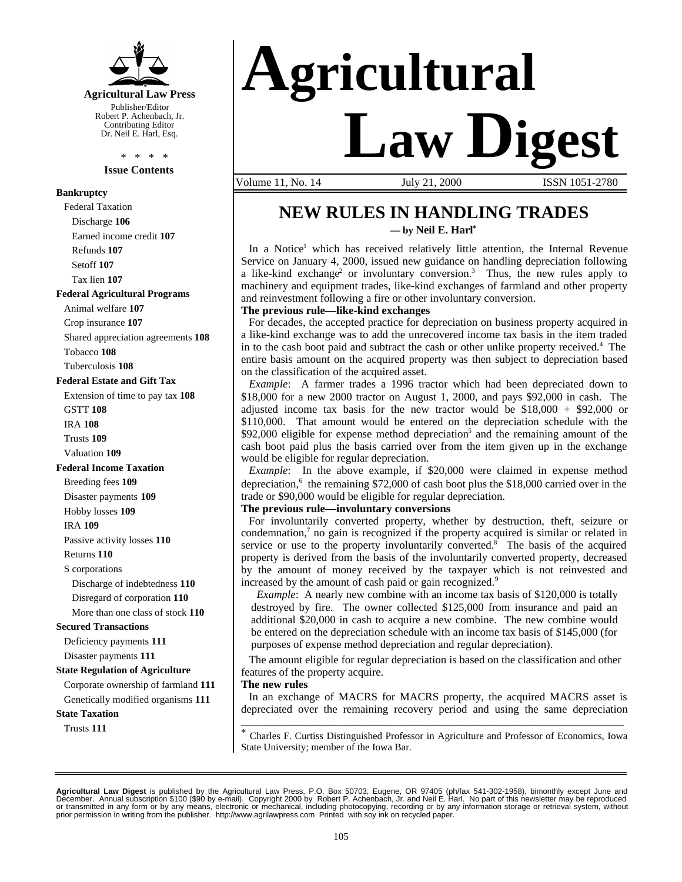# Agricultural Law Digest

**Agricultural Law Press**

Publisher/Editor
Robert P. Achenbach, Jr.
Contributing Editor
Dr. Neil E. Harl, Esq.

\* \* \* \*

**Issue Contents**

**Bankruptcy**
- Federal Taxation
  - Discharge **106**
  - Earned income credit **107**
  - Refunds **107**
  - Setoff **107**
  - Tax lien **107**

**Federal Agricultural Programs**
- Animal welfare **107**
- Crop insurance **107**
- Shared appreciation agreements **108**
- Tobacco **108**
- Tuberculosis **108**

**Federal Estate and Gift Tax**
- Extension of time to pay tax **108**
- GSTT **108**
- IRA **108**
- Trusts **109**
- Valuation **109**

**Federal Income Taxation**
- Breeding fees **109**
- Disaster payments **109**
- Hobby losses **109**
- IRA **109**
- Passive activity losses **110**
- Returns **110**
- S corporations
  - Discharge of indebtedness **110**
  - Disregard of corporation **110**
  - More than one class of stock **110**

**Secured Transactions**
- Deficiency payments **111**
- Disaster payments **111**

**State Regulation of Agriculture**
- Corporate ownership of farmland **111**
- Genetically modified organisms **111**

**State Taxation**
- Trusts **111**

Volume 11, No. 14 July 21, 2000 ISSN 1051-2780

## NEW RULES IN HANDLING TRADES

**— by Neil E. Harl\***

In a Notice[1] which has received relatively little attention, the Internal Revenue Service on January 4, 2000, issued new guidance on handling depreciation following a like-kind exchange[2] or involuntary conversion.[3] Thus, the new rules apply to machinery and equipment trades, like-kind exchanges of farmland and other property and reinvestment following a fire or other involuntary conversion.

**The previous rule—like-kind exchanges**

For decades, the accepted practice for depreciation on business property acquired in a like-kind exchange was to add the unrecovered income tax basis in the item traded in to the cash boot paid and subtract the cash or other unlike property received.[4] The entire basis amount on the acquired property was then subject to depreciation based on the classification of the acquired asset.

*Example*: A farmer trades a 1996 tractor which had been depreciated down to \$18,000 for a new 2000 tractor on August 1, 2000, and pays \$92,000 in cash. The adjusted income tax basis for the new tractor would be \$18,000 + \$92,000 or \$110,000. That amount would be entered on the depreciation schedule with the \$92,000 eligible for expense method depreciation[5] and the remaining amount of the cash boot paid plus the basis carried over from the item given up in the exchange would be eligible for regular depreciation.

*Example*: In the above example, if \$20,000 were claimed in expense method depreciation,[6] the remaining \$72,000 of cash boot plus the \$18,000 carried over in the trade or \$90,000 would be eligible for regular depreciation.

**The previous rule—involuntary conversions**

For involuntarily converted property, whether by destruction, theft, seizure or condemnation,[7] no gain is recognized if the property acquired is similar or related in service or use to the property involuntarily converted.[8] The basis of the acquired property is derived from the basis of the involuntarily converted property, decreased by the amount of money received by the taxpayer which is not reinvested and increased by the amount of cash paid or gain recognized.[9]

> *Example*: A nearly new combine with an income tax basis of \$120,000 is totally destroyed by fire. The owner collected \$125,000 from insurance and paid an additional \$20,000 in cash to acquire a new combine. The new combine would be entered on the depreciation schedule with an income tax basis of \$145,000 (for purposes of expense method depreciation and regular depreciation).

The amount eligible for regular depreciation is based on the classification and other features of the property acquire.

**The new rules**

In an exchange of MACRS for MACRS property, the acquired MACRS asset is depreciated over the remaining recovery period and using the same depreciation

---

\* Charles F. Curtiss Distinguished Professor in Agriculture and Professor of Economics, Iowa State University; member of the Iowa Bar.

---

**Agricultural Law Digest** is published by the Agricultural Law Press, P.O. Box 50703, Eugene, OR 97405 (ph/fax 541-302-1958), bimonthly except June and December. Annual subscription \$100 (\$90 by e-mail). Copyright 2000 by Robert P. Achenbach, Jr. and Neil E. Harl. No part of this newsletter may be reproduced or transmitted in any form or by any means, electronic or mechanical, including photocopying, recording or by any information storage or retrieval system, without prior permission in writing from the publisher. http://www.agrilawpress.com Printed with soy ink on recycled paper.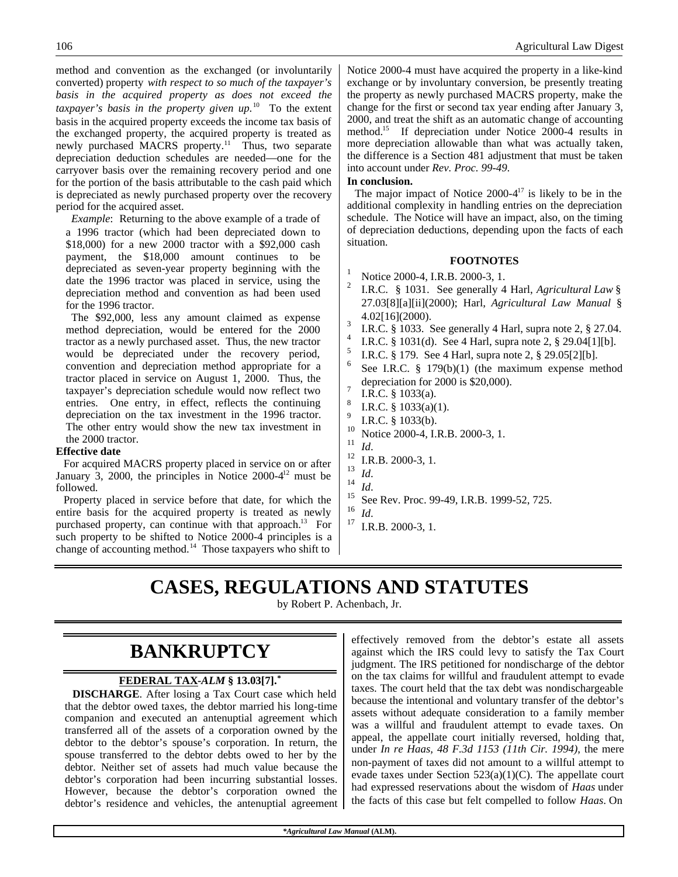method and convention as the exchanged (or involuntarily converted) property *with respect to so much of the taxpayer's basis in the acquired property as does not exceed the taxpayer's basis in the property given up.*[10] To the extent basis in the acquired property exceeds the income tax basis of the exchanged property, the acquired property is treated as newly purchased MACRS property.[11] Thus, two separate depreciation deduction schedules are needed—one for the carryover basis over the remaining recovery period and one for the portion of the basis attributable to the cash paid which is depreciated as newly purchased property over the recovery period for the acquired asset.

*Example*: Returning to the above example of a trade of a 1996 tractor (which had been depreciated down to $18,000) for a new 2000 tractor with a $92,000 cash payment, the $18,000 amount continues to be depreciated as seven-year property beginning with the date the 1996 tractor was placed in service, using the depreciation method and convention as had been used for the 1996 tractor.

The $92,000, less any amount claimed as expense method depreciation, would be entered for the 2000 tractor as a newly purchased asset. Thus, the new tractor would be depreciated under the recovery period, convention and depreciation method appropriate for a tractor placed in service on August 1, 2000. Thus, the taxpayer's depreciation schedule would now reflect two entries. One entry, in effect, reflects the continuing depreciation on the tax investment in the 1996 tractor. The other entry would show the new tax investment in the 2000 tractor.

**Effective date**

For acquired MACRS property placed in service on or after January 3, 2000, the principles in Notice 2000-4[12] must be followed.

Property placed in service before that date, for which the entire basis for the acquired property is treated as newly purchased property, can continue with that approach.[13] For such property to be shifted to Notice 2000-4 principles is a change of accounting method.[14] Those taxpayers who shift to Notice 2000-4 must have acquired the property in a like-kind exchange or by involuntary conversion, be presently treating the property as newly purchased MACRS property, make the change for the first or second tax year ending after January 3, 2000, and treat the shift as an automatic change of accounting method.[15] If depreciation under Notice 2000-4 results in more depreciation allowable than what was actually taken, the difference is a Section 481 adjustment that must be taken into account under *Rev. Proc. 99-49*.

**In conclusion.**

The major impact of Notice 2000-4[17] is likely to be in the additional complexity in handling entries on the depreciation schedule. The Notice will have an impact, also, on the timing of depreciation deductions, depending upon the facts of each situation.

**FOOTNOTES**

1. Notice 2000-4, I.R.B. 2000-3, 1.
2. I.R.C. § 1031. See generally 4 Harl, *Agricultural Law* § 27.03[8][a][ii](2000); Harl, *Agricultural Law Manual* § 4.02[16](2000).
3. I.R.C. § 1033. See generally 4 Harl, supra note 2, § 27.04.
4. I.R.C. § 1031(d). See 4 Harl, supra note 2, § 29.04[1][b].
5. I.R.C. § 179. See 4 Harl, supra note 2, § 29.05[2][b].
6. See I.R.C. § 179(b)(1) (the maximum expense method depreciation for 2000 is $20,000).
7. I.R.C. § 1033(a).
8. I.R.C. § 1033(a)(1).
9. I.R.C. § 1033(b).
10. Notice 2000-4, I.R.B. 2000-3, 1.
11. *Id*.
12. I.R.B. 2000-3, 1.
13. *Id*.
14. *Id*.
15. See Rev. Proc. 99-49, I.R.B. 1999-52, 725.
16. *Id*.
17. I.R.B. 2000-3, 1.

# CASES, REGULATIONS AND STATUTES

by Robert P. Achenbach, Jr.

## BANKRUPTCY

### FEDERAL TAX-*ALM* § 13.03[7].*

**DISCHARGE**. After losing a Tax Court case which held that the debtor owed taxes, the debtor married his long-time companion and executed an antenuptial agreement which transferred all of the assets of a corporation owned by the debtor to the debtor's spouse's corporation. In return, the spouse transferred to the debtor debts owed to her by the debtor. Neither set of assets had much value because the debtor's corporation had been incurring substantial losses. However, because the debtor's corporation owned the debtor's residence and vehicles, the antenuptial agreement effectively removed from the debtor's estate all assets against which the IRS could levy to satisfy the Tax Court judgment. The IRS petitioned for nondischarge of the debtor on the tax claims for willful and fraudulent attempt to evade taxes. The court held that the tax debt was nondischargeable because the intentional and voluntary transfer of the debtor's assets without adequate consideration to a family member was a willful and fraudulent attempt to evade taxes. On appeal, the appellate court initially reversed, holding that, under *In re Haas, 48 F.3d 1153 (11th Cir. 1994)*, the mere non-payment of taxes did not amount to a willful attempt to evade taxes under Section 523(a)(1)(C). The appellate court had expressed reservations about the wisdom of *Haas* under the facts of this case but felt compelled to follow *Haas*. On

**Agricultural Law Manual* (ALM).